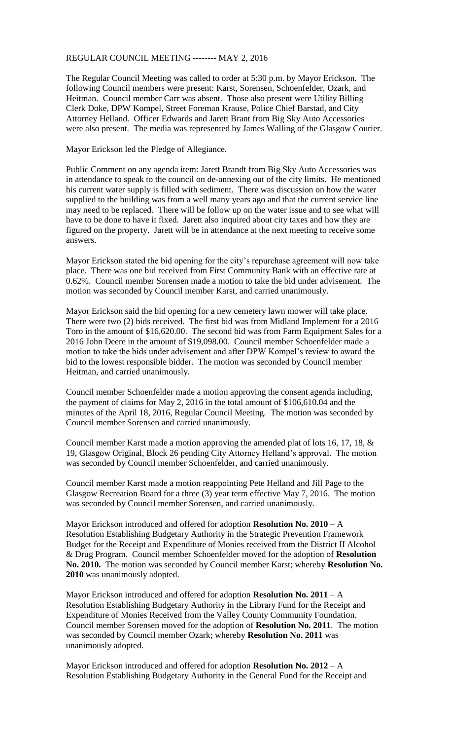REGULAR COUNCIL MEETING -------- MAY 2, 2016

The Regular Council Meeting was called to order at 5:30 p.m. by Mayor Erickson. The following Council members were present: Karst, Sorensen, Schoenfelder, Ozark, and Heitman. Council member Carr was absent. Those also present were Utility Billing Clerk Doke, DPW Kompel, Street Foreman Krause, Police Chief Barstad, and City Attorney Helland. Officer Edwards and Jarett Brant from Big Sky Auto Accessories were also present. The media was represented by James Walling of the Glasgow Courier.

Mayor Erickson led the Pledge of Allegiance.

Public Comment on any agenda item: Jarett Brandt from Big Sky Auto Accessories was in attendance to speak to the council on de-annexing out of the city limits. He mentioned his current water supply is filled with sediment. There was discussion on how the water supplied to the building was from a well many years ago and that the current service line may need to be replaced. There will be follow up on the water issue and to see what will have to be done to have it fixed. Jarett also inquired about city taxes and how they are figured on the property. Jarett will be in attendance at the next meeting to receive some answers.

Mayor Erickson stated the bid opening for the city's repurchase agreement will now take place. There was one bid received from First Community Bank with an effective rate at 0.62%. Council member Sorensen made a motion to take the bid under advisement. The motion was seconded by Council member Karst, and carried unanimously.

Mayor Erickson said the bid opening for a new cemetery lawn mower will take place. There were two (2) bids received. The first bid was from Midland Implement for a 2016 Toro in the amount of $16,620.00. The second bid was from Farm Equipment Sales for a 2016 John Deere in the amount of $19,098.00. Council member Schoenfelder made a motion to take the bids under advisement and after DPW Kompel's review to award the bid to the lowest responsible bidder. The motion was seconded by Council member Heitman, and carried unanimously.

Council member Schoenfelder made a motion approving the consent agenda including, the payment of claims for May 2, 2016 in the total amount of $106,610.04 and the minutes of the April 18, 2016, Regular Council Meeting. The motion was seconded by Council member Sorensen and carried unanimously.

Council member Karst made a motion approving the amended plat of lots 16, 17, 18, & 19, Glasgow Original, Block 26 pending City Attorney Helland's approval. The motion was seconded by Council member Schoenfelder, and carried unanimously.

Council member Karst made a motion reappointing Pete Helland and Jill Page to the Glasgow Recreation Board for a three (3) year term effective May 7, 2016. The motion was seconded by Council member Sorensen, and carried unanimously.

Mayor Erickson introduced and offered for adoption **Resolution No. 2010** – A Resolution Establishing Budgetary Authority in the Strategic Prevention Framework Budget for the Receipt and Expenditure of Monies received from the District II Alcohol & Drug Program. Council member Schoenfelder moved for the adoption of **Resolution No. 2010.** The motion was seconded by Council member Karst; whereby **Resolution No. 2010** was unanimously adopted.

Mayor Erickson introduced and offered for adoption **Resolution No. 2011** – A Resolution Establishing Budgetary Authority in the Library Fund for the Receipt and Expenditure of Monies Received from the Valley County Community Foundation. Council member Sorensen moved for the adoption of **Resolution No. 2011**. The motion was seconded by Council member Ozark; whereby **Resolution No. 2011** was unanimously adopted.

Mayor Erickson introduced and offered for adoption **Resolution No. 2012** – A Resolution Establishing Budgetary Authority in the General Fund for the Receipt and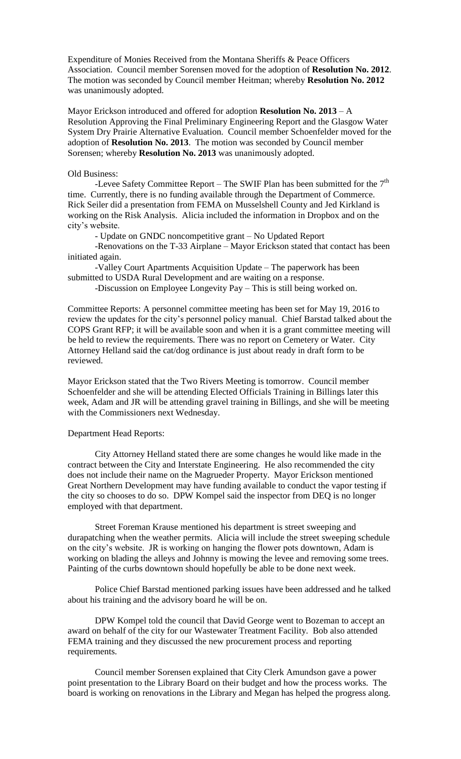Expenditure of Monies Received from the Montana Sheriffs & Peace Officers Association. Council member Sorensen moved for the adoption of **Resolution No. 2012**. The motion was seconded by Council member Heitman; whereby **Resolution No. 2012** was unanimously adopted.

Mayor Erickson introduced and offered for adoption **Resolution No. 2013** – A Resolution Approving the Final Preliminary Engineering Report and the Glasgow Water System Dry Prairie Alternative Evaluation. Council member Schoenfelder moved for the adoption of **Resolution No. 2013**. The motion was seconded by Council member Sorensen; whereby **Resolution No. 2013** was unanimously adopted.

Old Business:

-Levee Safety Committee Report – The SWIF Plan has been submitted for the 7th time. Currently, there is no funding available through the Department of Commerce. Rick Seiler did a presentation from FEMA on Musselshell County and Jed Kirkland is working on the Risk Analysis. Alicia included the information in Dropbox and on the city's website.

- Update on GNDC noncompetitive grant – No Updated Report

-Renovations on the T-33 Airplane – Mayor Erickson stated that contact has been initiated again.

-Valley Court Apartments Acquisition Update – The paperwork has been submitted to USDA Rural Development and are waiting on a response.

-Discussion on Employee Longevity Pay – This is still being worked on.

Committee Reports: A personnel committee meeting has been set for May 19, 2016 to review the updates for the city's personnel policy manual. Chief Barstad talked about the COPS Grant RFP; it will be available soon and when it is a grant committee meeting will be held to review the requirements. There was no report on Cemetery or Water. City Attorney Helland said the cat/dog ordinance is just about ready in draft form to be reviewed.

Mayor Erickson stated that the Two Rivers Meeting is tomorrow. Council member Schoenfelder and she will be attending Elected Officials Training in Billings later this week, Adam and JR will be attending gravel training in Billings, and she will be meeting with the Commissioners next Wednesday.

Department Head Reports:

City Attorney Helland stated there are some changes he would like made in the contract between the City and Interstate Engineering. He also recommended the city does not include their name on the Magrueder Property. Mayor Erickson mentioned Great Northern Development may have funding available to conduct the vapor testing if the city so chooses to do so. DPW Kompel said the inspector from DEQ is no longer employed with that department.

Street Foreman Krause mentioned his department is street sweeping and durapatching when the weather permits. Alicia will include the street sweeping schedule on the city's website. JR is working on hanging the flower pots downtown, Adam is working on blading the alleys and Johnny is mowing the levee and removing some trees. Painting of the curbs downtown should hopefully be able to be done next week.

Police Chief Barstad mentioned parking issues have been addressed and he talked about his training and the advisory board he will be on.

DPW Kompel told the council that David George went to Bozeman to accept an award on behalf of the city for our Wastewater Treatment Facility. Bob also attended FEMA training and they discussed the new procurement process and reporting requirements.

Council member Sorensen explained that City Clerk Amundson gave a power point presentation to the Library Board on their budget and how the process works. The board is working on renovations in the Library and Megan has helped the progress along.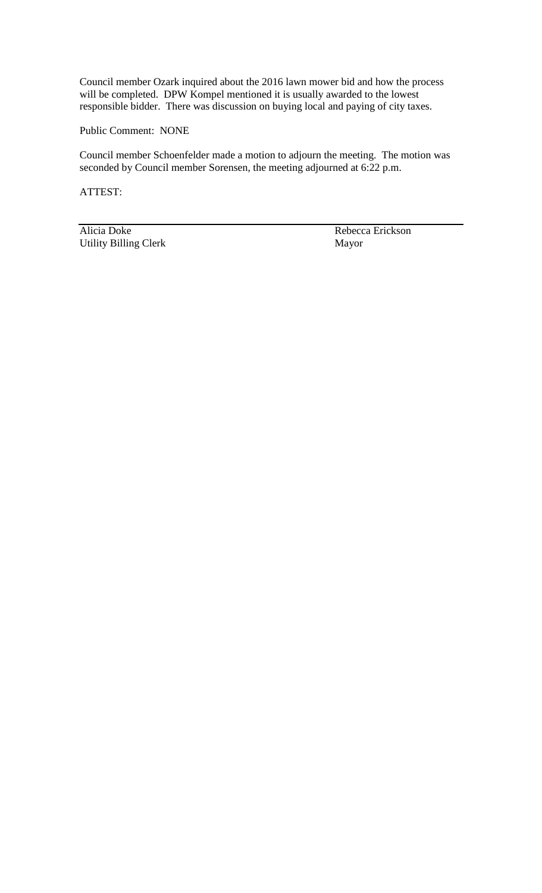Council member Ozark inquired about the 2016 lawn mower bid and how the process will be completed. DPW Kompel mentioned it is usually awarded to the lowest responsible bidder. There was discussion on buying local and paying of city taxes.

Public Comment: NONE

Council member Schoenfelder made a motion to adjourn the meeting. The motion was seconded by Council member Sorensen, the meeting adjourned at 6:22 p.m.

ATTEST:

| | |
|---|---|
| Alicia Doke | Rebecca Erickson |
| Utility Billing Clerk | Mayor |